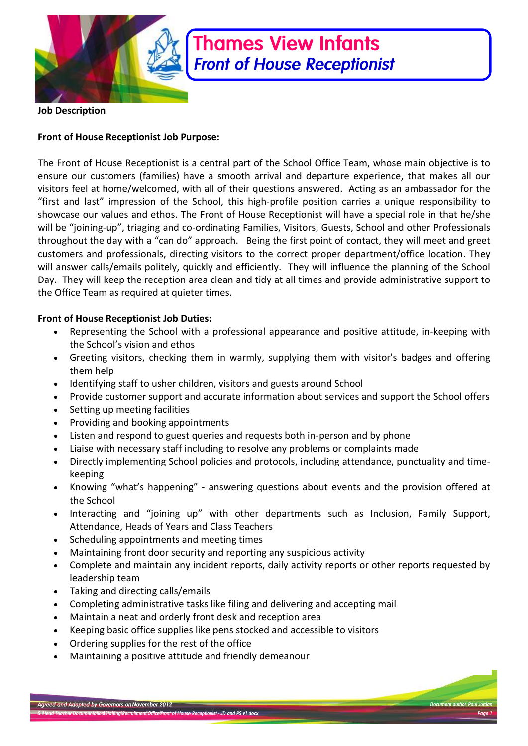# Thames View Infants
## Front of House Receptionist

**Job Description**

**Front of House Receptionist Job Purpose:**

The Front of House Receptionist is a central part of the School Office Team, whose main objective is to ensure our customers (families) have a smooth arrival and departure experience, that makes all our visitors feel at home/welcomed, with all of their questions answered. Acting as an ambassador for the "first and last" impression of the School, this high-profile position carries a unique responsibility to showcase our values and ethos. The Front of House Receptionist will have a special role in that he/she will be "joining-up", triaging and co-ordinating Families, Visitors, Guests, School and other Professionals throughout the day with a "can do" approach. Being the first point of contact, they will meet and greet customers and professionals, directing visitors to the correct proper department/office location. They will answer calls/emails politely, quickly and efficiently. They will influence the planning of the School Day. They will keep the reception area clean and tidy at all times and provide administrative support to the Office Team as required at quieter times.

**Front of House Receptionist Job Duties:**

- Representing the School with a professional appearance and positive attitude, in-keeping with the School's vision and ethos
- Greeting visitors, checking them in warmly, supplying them with visitor's badges and offering them help
- Identifying staff to usher children, visitors and guests around School
- Provide customer support and accurate information about services and support the School offers
- Setting up meeting facilities
- Providing and booking appointments
- Listen and respond to guest queries and requests both in-person and by phone
- Liaise with necessary staff including to resolve any problems or complaints made
- Directly implementing School policies and protocols, including attendance, punctuality and time-keeping
- Knowing "what's happening" - answering questions about events and the provision offered at the School
- Interacting and "joining up" with other departments such as Inclusion, Family Support, Attendance, Heads of Years and Class Teachers
- Scheduling appointments and meeting times
- Maintaining front door security and reporting any suspicious activity
- Complete and maintain any incident reports, daily activity reports or other reports requested by leadership team
- Taking and directing calls/emails
- Completing administrative tasks like filing and delivering and accepting mail
- Maintain a neat and orderly front desk and reception area
- Keeping basic office supplies like pens stocked and accessible to visitors
- Ordering supplies for the rest of the office
- Maintaining a positive attitude and friendly demeanour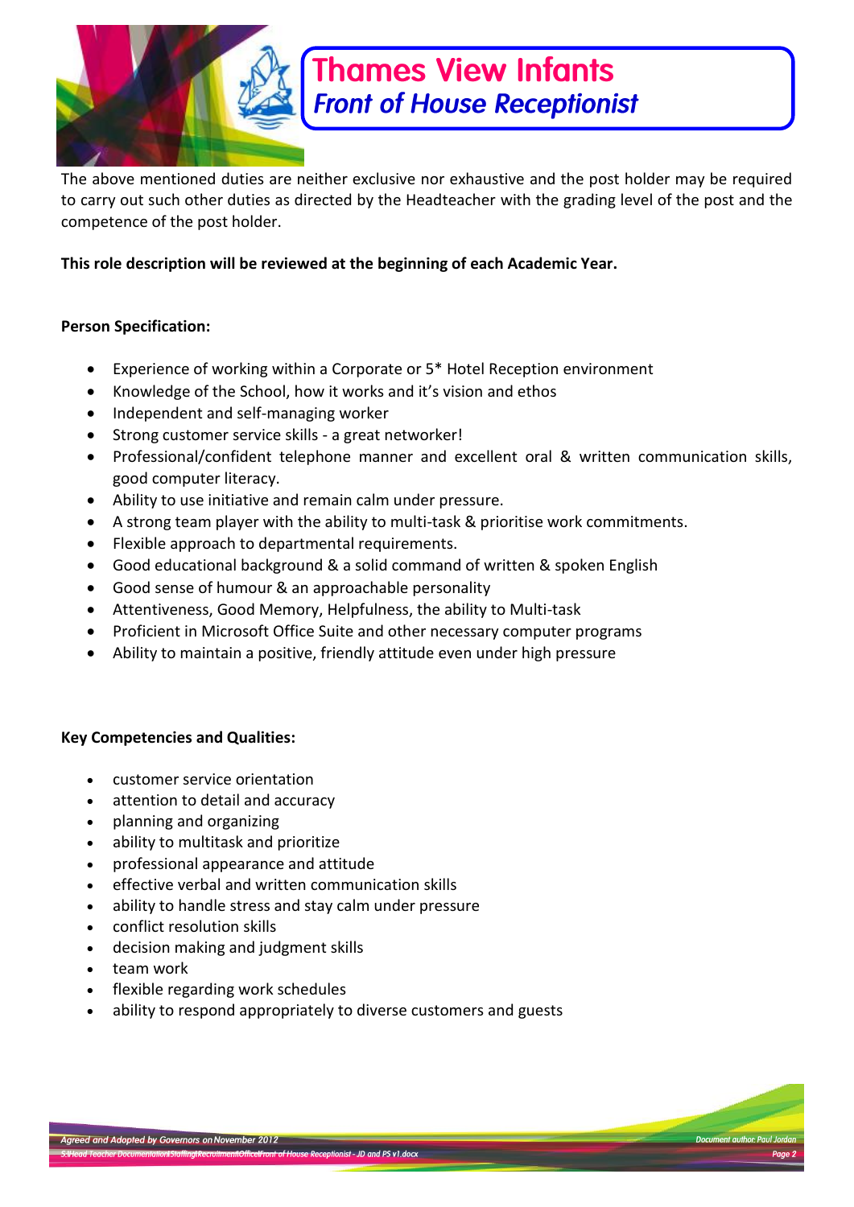The above mentioned duties are neither exclusive nor exhaustive and the post holder may be required to carry out such other duties as directed by the Headteacher with the grading level of the post and the competence of the post holder.

**This role description will be reviewed at the beginning of each Academic Year.**

**Person Specification:**

- Experience of working within a Corporate or 5* Hotel Reception environment
- Knowledge of the School, how it works and it's vision and ethos
- Independent and self-managing worker
- Strong customer service skills - a great networker!
- Professional/confident telephone manner and excellent oral & written communication skills, good computer literacy.
- Ability to use initiative and remain calm under pressure.
- A strong team player with the ability to multi-task & prioritise work commitments.
- Flexible approach to departmental requirements.
- Good educational background & a solid command of written & spoken English
- Good sense of humour & an approachable personality
- Attentiveness, Good Memory, Helpfulness, the ability to Multi-task
- Proficient in Microsoft Office Suite and other necessary computer programs
- Ability to maintain a positive, friendly attitude even under high pressure

**Key Competencies and Qualities:**

- customer service orientation
- attention to detail and accuracy
- planning and organizing
- ability to multitask and prioritize
- professional appearance and attitude
- effective verbal and written communication skills
- ability to handle stress and stay calm under pressure
- conflict resolution skills
- decision making and judgment skills
- team work
- flexible regarding work schedules
- ability to respond appropriately to diverse customers and guests